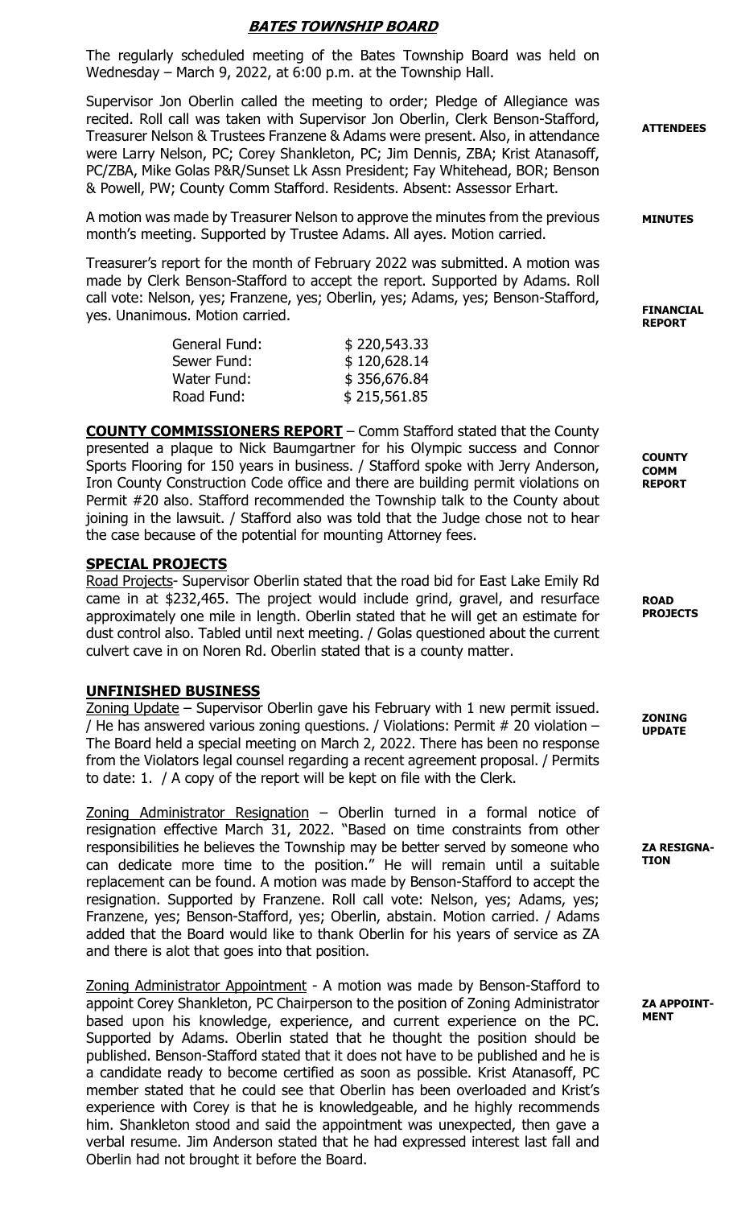# BATES TOWNSHIP BOARD

The regularly scheduled meeting of the Bates Township Board was held on Wednesday – March 9, 2022, at 6:00 p.m. at the Township Hall.

**ATTENDEES**

Supervisor Jon Oberlin called the meeting to order; Pledge of Allegiance was recited. Roll call was taken with Supervisor Jon Oberlin, Clerk Benson-Stafford, Treasurer Nelson & Trustees Franzene & Adams were present. Also, in attendance were Larry Nelson, PC; Corey Shankleton, PC; Jim Dennis, ZBA; Krist Atanasoff, PC/ZBA, Mike Golas P&R/Sunset Lk Assn President; Fay Whitehead, BOR; Benson & Powell, PW; County Comm Stafford. Residents. Absent: Assessor Erhart.

**MINUTES**

A motion was made by Treasurer Nelson to approve the minutes from the previous month's meeting. Supported by Trustee Adams. All ayes. Motion carried.

**FINANCIAL REPORT**

Treasurer's report for the month of February 2022 was submitted. A motion was made by Clerk Benson-Stafford to accept the report. Supported by Adams. Roll call vote: Nelson, yes; Franzene, yes; Oberlin, yes; Adams, yes; Benson-Stafford, yes. Unanimous. Motion carried.

| | |
|---|---|
| General Fund: | $ 220,543.33 |
| Sewer Fund: | $ 120,628.14 |
| Water Fund: | $ 356,676.84 |
| Road Fund: | $ 215,561.85 |

**COUNTY COMM REPORT**

**COUNTY COMMISSIONERS REPORT** – Comm Stafford stated that the County presented a plaque to Nick Baumgartner for his Olympic success and Connor Sports Flooring for 150 years in business. / Stafford spoke with Jerry Anderson, Iron County Construction Code office and there are building permit violations on Permit #20 also. Stafford recommended the Township talk to the County about joining in the lawsuit. / Stafford also was told that the Judge chose not to hear the case because of the potential for mounting Attorney fees.

## SPECIAL PROJECTS

**ROAD PROJECTS**

Road Projects- Supervisor Oberlin stated that the road bid for East Lake Emily Rd came in at $232,465. The project would include grind, gravel, and resurface approximately one mile in length. Oberlin stated that he will get an estimate for dust control also. Tabled until next meeting. / Golas questioned about the current culvert cave in on Noren Rd. Oberlin stated that is a county matter.

## UNFINISHED BUSINESS

**ZONING UPDATE**

Zoning Update – Supervisor Oberlin gave his February with 1 new permit issued. / He has answered various zoning questions. / Violations: Permit # 20 violation – The Board held a special meeting on March 2, 2022. There has been no response from the Violators legal counsel regarding a recent agreement proposal. / Permits to date: 1. / A copy of the report will be kept on file with the Clerk.

**ZA RESIGNATION**

Zoning Administrator Resignation – Oberlin turned in a formal notice of resignation effective March 31, 2022. "Based on time constraints from other responsibilities he believes the Township may be better served by someone who can dedicate more time to the position." He will remain until a suitable replacement can be found. A motion was made by Benson-Stafford to accept the resignation. Supported by Franzene. Roll call vote: Nelson, yes; Adams, yes; Franzene, yes; Benson-Stafford, yes; Oberlin, abstain. Motion carried. / Adams added that the Board would like to thank Oberlin for his years of service as ZA and there is alot that goes into that position.

**ZA APPOINTMENT**

Zoning Administrator Appointment - A motion was made by Benson-Stafford to appoint Corey Shankleton, PC Chairperson to the position of Zoning Administrator based upon his knowledge, experience, and current experience on the PC. Supported by Adams. Oberlin stated that he thought the position should be published. Benson-Stafford stated that it does not have to be published and he is a candidate ready to become certified as soon as possible. Krist Atanasoff, PC member stated that he could see that Oberlin has been overloaded and Krist's experience with Corey is that he is knowledgeable, and he highly recommends him. Shankleton stood and said the appointment was unexpected, then gave a verbal resume. Jim Anderson stated that he had expressed interest last fall and Oberlin had not brought it before the Board.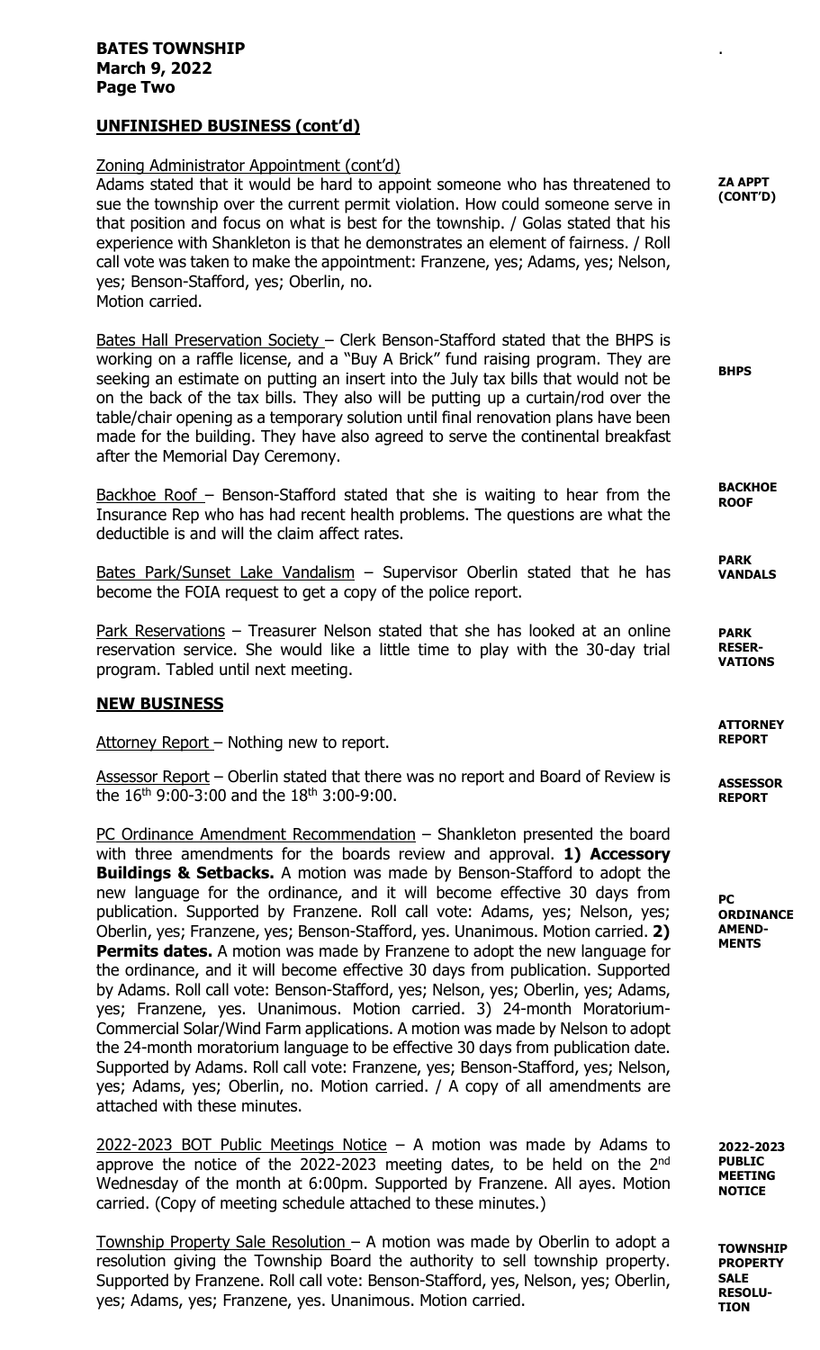## UNFINISHED BUSINESS (cont'd)

**ZA APPT (CONT'D)**

Zoning Administrator Appointment (cont'd)
Adams stated that it would be hard to appoint someone who has threatened to sue the township over the current permit violation. How could someone serve in that position and focus on what is best for the township. / Golas stated that his experience with Shankleton is that he demonstrates an element of fairness. / Roll call vote was taken to make the appointment: Franzene, yes; Adams, yes; Nelson, yes; Benson-Stafford, yes; Oberlin, no.
Motion carried.

**BHPS**

Bates Hall Preservation Society – Clerk Benson-Stafford stated that the BHPS is working on a raffle license, and a "Buy A Brick" fund raising program. They are seeking an estimate on putting an insert into the July tax bills that would not be on the back of the tax bills. They also will be putting up a curtain/rod over the table/chair opening as a temporary solution until final renovation plans have been made for the building. They have also agreed to serve the continental breakfast after the Memorial Day Ceremony.

**BACKHOE ROOF**

Backhoe Roof – Benson-Stafford stated that she is waiting to hear from the Insurance Rep who has had recent health problems. The questions are what the deductible is and will the claim affect rates.

**PARK VANDALS**

Bates Park/Sunset Lake Vandalism – Supervisor Oberlin stated that he has become the FOIA request to get a copy of the police report.

**PARK RESER-VATIONS**

Park Reservations – Treasurer Nelson stated that she has looked at an online reservation service. She would like a little time to play with the 30-day trial program. Tabled until next meeting.

## NEW BUSINESS

**ATTORNEY REPORT**

Attorney Report – Nothing new to report.

**ASSESSOR REPORT**

Assessor Report – Oberlin stated that there was no report and Board of Review is the 16th 9:00-3:00 and the 18th 3:00-9:00.

**PC ORDINANCE AMEND-MENTS**

PC Ordinance Amendment Recommendation – Shankleton presented the board with three amendments for the boards review and approval. **1) Accessory Buildings & Setbacks.** A motion was made by Benson-Stafford to adopt the new language for the ordinance, and it will become effective 30 days from publication. Supported by Franzene. Roll call vote: Adams, yes; Nelson, yes; Oberlin, yes; Franzene, yes; Benson-Stafford, yes. Unanimous. Motion carried. **2) Permits dates.** A motion was made by Franzene to adopt the new language for the ordinance, and it will become effective 30 days from publication. Supported by Adams. Roll call vote: Benson-Stafford, yes; Nelson, yes; Oberlin, yes; Adams, yes; Franzene, yes. Unanimous. Motion carried. 3) 24-month Moratorium-Commercial Solar/Wind Farm applications. A motion was made by Nelson to adopt the 24-month moratorium language to be effective 30 days from publication date. Supported by Adams. Roll call vote: Franzene, yes; Benson-Stafford, yes; Nelson, yes; Adams, yes; Oberlin, no. Motion carried. / A copy of all amendments are attached with these minutes.

**2022-2023 PUBLIC MEETING NOTICE**

2022-2023 BOT Public Meetings Notice – A motion was made by Adams to approve the notice of the 2022-2023 meeting dates, to be held on the 2nd Wednesday of the month at 6:00pm. Supported by Franzene. All ayes. Motion carried. (Copy of meeting schedule attached to these minutes.)

**TOWNSHIP PROPERTY SALE RESOLU-TION**

Township Property Sale Resolution – A motion was made by Oberlin to adopt a resolution giving the Township Board the authority to sell township property. Supported by Franzene. Roll call vote: Benson-Stafford, yes, Nelson, yes; Oberlin, yes; Adams, yes; Franzene, yes. Unanimous. Motion carried.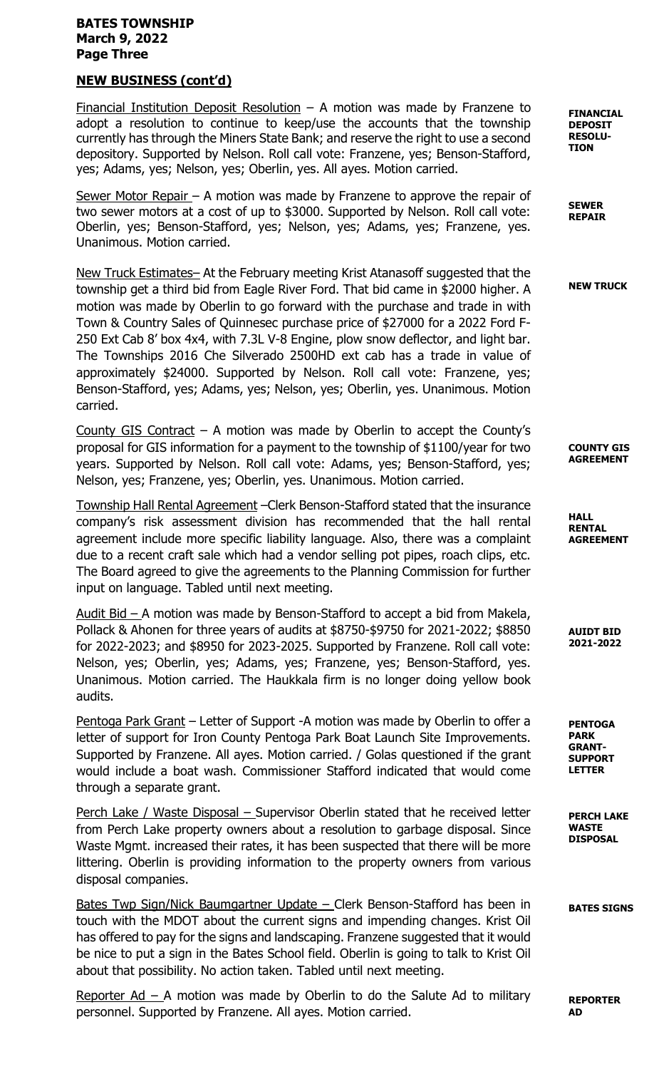## NEW BUSINESS (cont'd)

**FINANCIAL DEPOSIT RESOLUTION**

Financial Institution Deposit Resolution – A motion was made by Franzene to adopt a resolution to continue to keep/use the accounts that the township currently has through the Miners State Bank; and reserve the right to use a second depository. Supported by Nelson. Roll call vote: Franzene, yes; Benson-Stafford, yes; Adams, yes; Nelson, yes; Oberlin, yes. All ayes. Motion carried.

**SEWER REPAIR**

Sewer Motor Repair – A motion was made by Franzene to approve the repair of two sewer motors at a cost of up to $3000. Supported by Nelson. Roll call vote: Oberlin, yes; Benson-Stafford, yes; Nelson, yes; Adams, yes; Franzene, yes. Unanimous. Motion carried.

**NEW TRUCK**

New Truck Estimates– At the February meeting Krist Atanasoff suggested that the township get a third bid from Eagle River Ford. That bid came in $2000 higher. A motion was made by Oberlin to go forward with the purchase and trade in with Town & Country Sales of Quinnesec purchase price of $27000 for a 2022 Ford F-250 Ext Cab 8' box 4x4, with 7.3L V-8 Engine, plow snow deflector, and light bar. The Townships 2016 Che Silverado 2500HD ext cab has a trade in value of approximately $24000. Supported by Nelson. Roll call vote: Franzene, yes; Benson-Stafford, yes; Adams, yes; Nelson, yes; Oberlin, yes. Unanimous. Motion carried.

**COUNTY GIS AGREEMENT**

County GIS Contract – A motion was made by Oberlin to accept the County's proposal for GIS information for a payment to the township of $1100/year for two years. Supported by Nelson. Roll call vote: Adams, yes; Benson-Stafford, yes; Nelson, yes; Franzene, yes; Oberlin, yes. Unanimous. Motion carried.

**HALL RENTAL AGREEMENT**

Township Hall Rental Agreement –Clerk Benson-Stafford stated that the insurance company's risk assessment division has recommended that the hall rental agreement include more specific liability language. Also, there was a complaint due to a recent craft sale which had a vendor selling pot pipes, roach clips, etc. The Board agreed to give the agreements to the Planning Commission for further input on language. Tabled until next meeting.

**AUIDT BID 2021-2022**

Audit Bid – A motion was made by Benson-Stafford to accept a bid from Makela, Pollack & Ahonen for three years of audits at $8750-$9750 for 2021-2022; $8850 for 2022-2023; and $8950 for 2023-2025. Supported by Franzene. Roll call vote: Nelson, yes; Oberlin, yes; Adams, yes; Franzene, yes; Benson-Stafford, yes. Unanimous. Motion carried. The Haukkala firm is no longer doing yellow book audits.

**PENTOGA PARK GRANT-SUPPORT LETTER**

Pentoga Park Grant – Letter of Support -A motion was made by Oberlin to offer a letter of support for Iron County Pentoga Park Boat Launch Site Improvements. Supported by Franzene. All ayes. Motion carried. / Golas questioned if the grant would include a boat wash. Commissioner Stafford indicated that would come through a separate grant.

**PERCH LAKE WASTE DISPOSAL**

Perch Lake / Waste Disposal – Supervisor Oberlin stated that he received letter from Perch Lake property owners about a resolution to garbage disposal. Since Waste Mgmt. increased their rates, it has been suspected that there will be more littering. Oberlin is providing information to the property owners from various disposal companies.

**BATES SIGNS**

Bates Twp Sign/Nick Baumgartner Update – Clerk Benson-Stafford has been in touch with the MDOT about the current signs and impending changes. Krist Oil has offered to pay for the signs and landscaping. Franzene suggested that it would be nice to put a sign in the Bates School field. Oberlin is going to talk to Krist Oil about that possibility. No action taken. Tabled until next meeting.

**REPORTER AD**

Reporter Ad – A motion was made by Oberlin to do the Salute Ad to military personnel. Supported by Franzene. All ayes. Motion carried.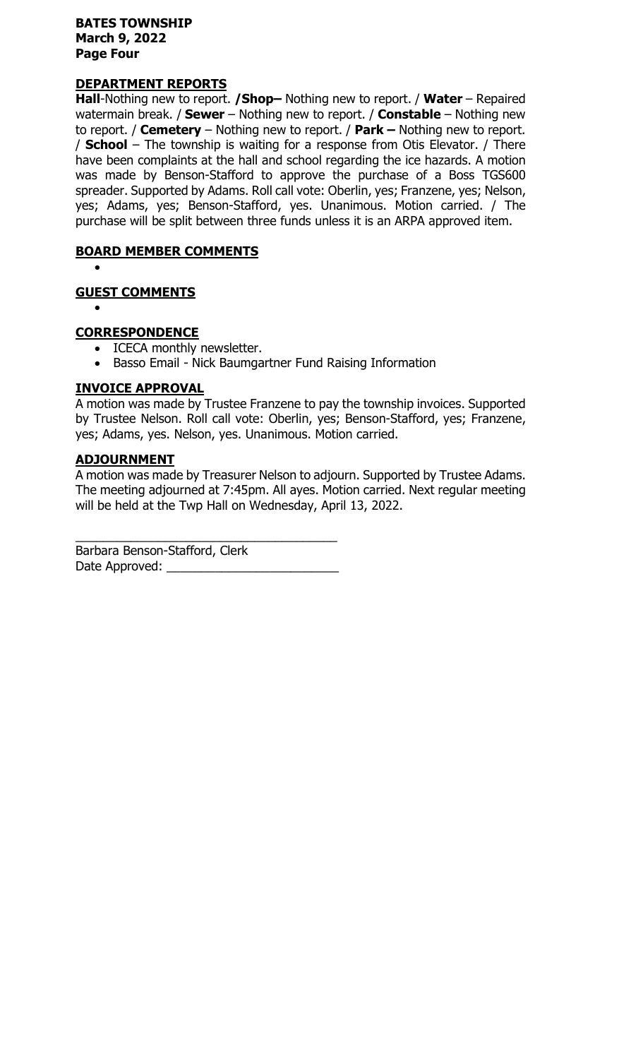## DEPARTMENT REPORTS

**Hall**-Nothing new to report. **/Shop–** Nothing new to report. / **Water** – Repaired watermain break. / **Sewer** – Nothing new to report. / **Constable** – Nothing new to report. / **Cemetery** – Nothing new to report. / **Park –** Nothing new to report. / **School** – The township is waiting for a response from Otis Elevator. / There have been complaints at the hall and school regarding the ice hazards. A motion was made by Benson-Stafford to approve the purchase of a Boss TGS600 spreader. Supported by Adams. Roll call vote: Oberlin, yes; Franzene, yes; Nelson, yes; Adams, yes; Benson-Stafford, yes. Unanimous. Motion carried. / The purchase will be split between three funds unless it is an ARPA approved item.

## BOARD MEMBER COMMENTS

- 

## GUEST COMMENTS

- 

## CORRESPONDENCE

- ICECA monthly newsletter.
- Basso Email - Nick Baumgartner Fund Raising Information

## INVOICE APPROVAL

A motion was made by Trustee Franzene to pay the township invoices. Supported by Trustee Nelson. Roll call vote: Oberlin, yes; Benson-Stafford, yes; Franzene, yes; Adams, yes. Nelson, yes. Unanimous. Motion carried.

## ADJOURNMENT

A motion was made by Treasurer Nelson to adjourn. Supported by Trustee Adams. The meeting adjourned at 7:45pm. All ayes. Motion carried. Next regular meeting will be held at the Twp Hall on Wednesday, April 13, 2022.

\_\_\_\_\_\_\_\_\_\_\_\_\_\_\_\_\_\_\_\_\_\_\_\_\_\_\_\_\_\_\_\_\_\_\_\_

Barbara Benson-Stafford, Clerk

Date Approved: \_\_\_\_\_\_\_\_\_\_\_\_\_\_\_\_\_\_\_\_\_\_\_\_